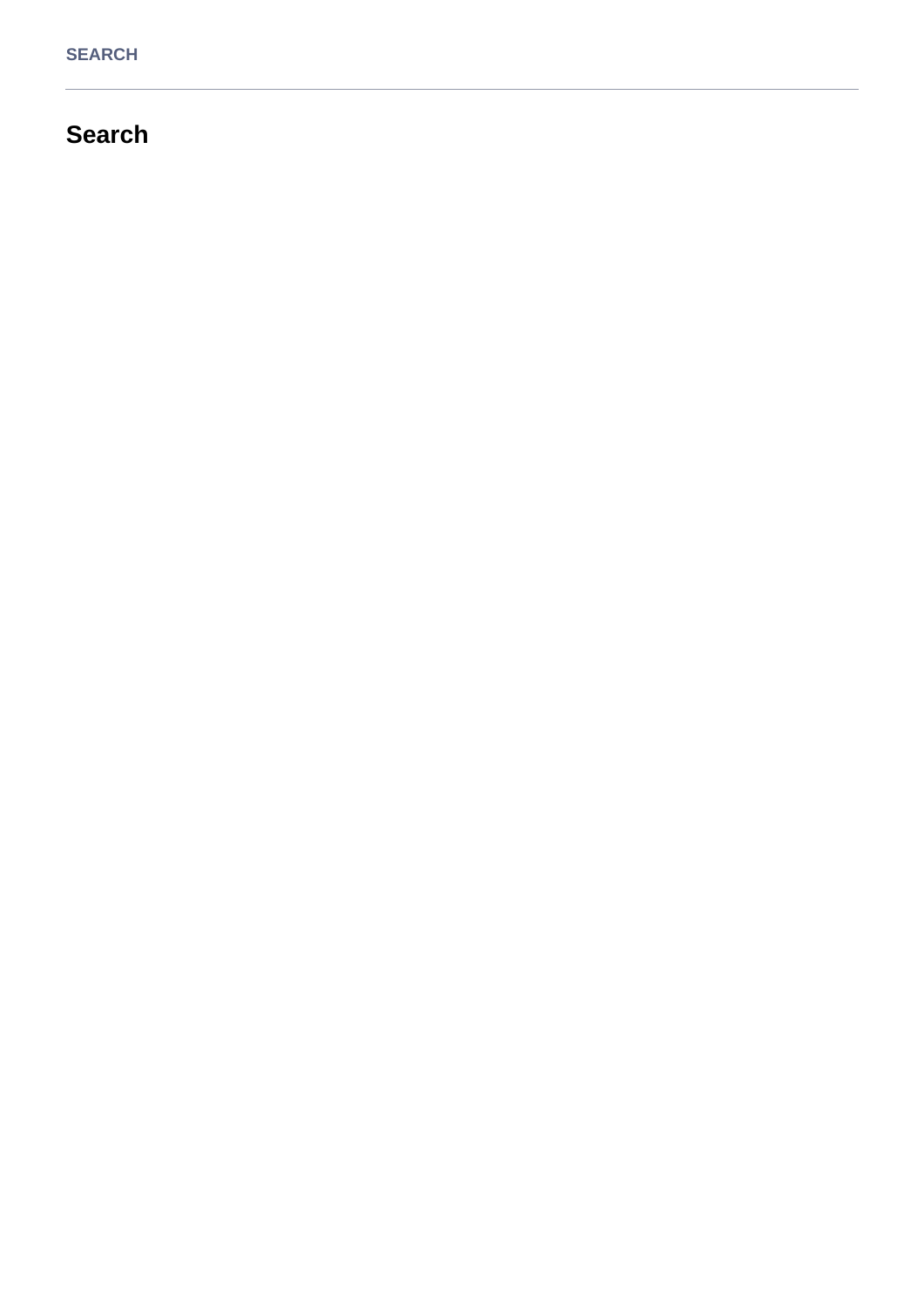SEARCH

# Search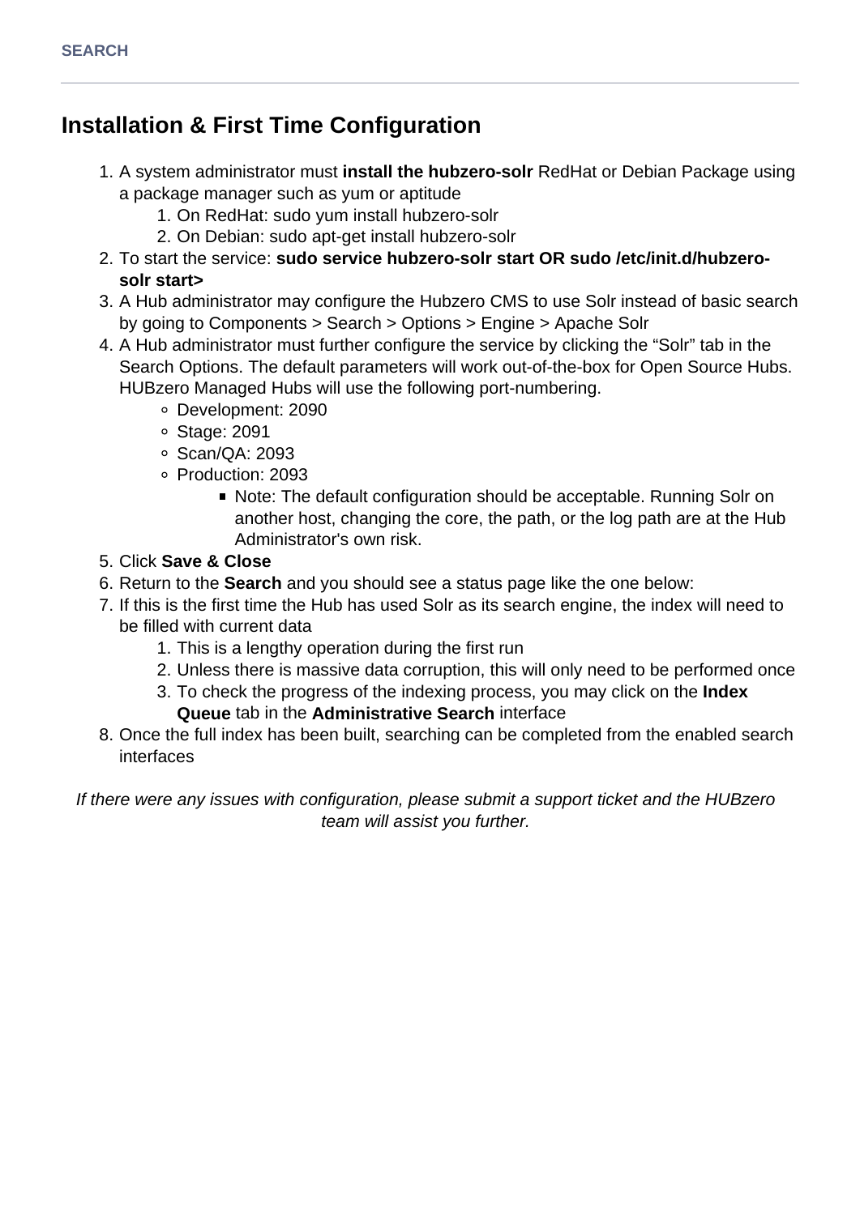## Installation & First Time Configuration

1. A system administrator must **install the hubzero-solr** RedHat or Debian Package using a package manager such as yum or aptitude
    1. On RedHat: sudo yum install hubzero-solr
    2. On Debian: sudo apt-get install hubzero-solr
2. To start the service: **sudo service hubzero-solr start OR sudo /etc/init.d/hubzero-solr start>**
3. A Hub administrator may configure the Hubzero CMS to use Solr instead of basic search by going to Components > Search > Options > Engine > Apache Solr
4. A Hub administrator must further configure the service by clicking the “Solr” tab in the Search Options. The default parameters will work out-of-the-box for Open Source Hubs. HUBzero Managed Hubs will use the following port-numbering.
    - Development: 2090
    - Stage: 2091
    - Scan/QA: 2093
    - Production: 2093
        - Note: The default configuration should be acceptable. Running Solr on another host, changing the core, the path, or the log path are at the Hub Administrator's own risk.
5. Click **Save & Close**
6. Return to the **Search** and you should see a status page like the one below:
7. If this is the first time the Hub has used Solr as its search engine, the index will need to be filled with current data
    1. This is a lengthy operation during the first run
    2. Unless there is massive data corruption, this will only need to be performed once
    3. To check the progress of the indexing process, you may click on the **Index Queue** tab in the **Administrative Search** interface
8. Once the full index has been built, searching can be completed from the enabled search interfaces

*If there were any issues with configuration, please submit a support ticket and the HUBzero team will assist you further.*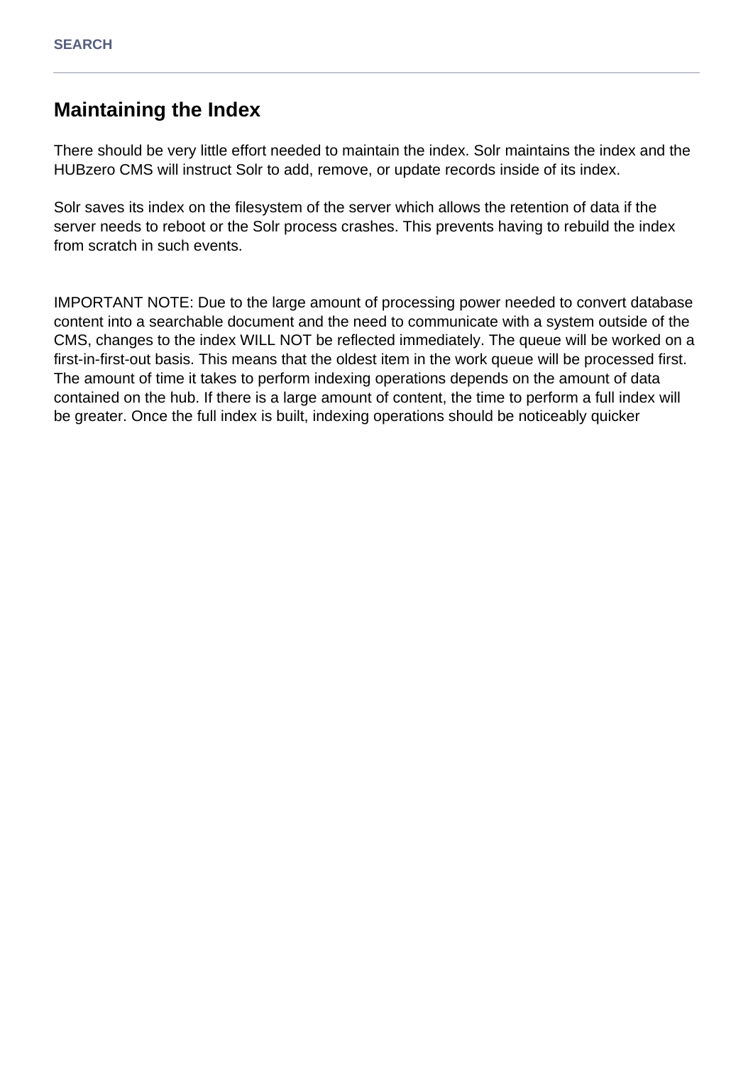## Maintaining the Index

There should be very little effort needed to maintain the index. Solr maintains the index and the HUBzero CMS will instruct Solr to add, remove, or update records inside of its index.

Solr saves its index on the filesystem of the server which allows the retention of data if the server needs to reboot or the Solr process crashes. This prevents having to rebuild the index from scratch in such events.

IMPORTANT NOTE: Due to the large amount of processing power needed to convert database content into a searchable document and the need to communicate with a system outside of the CMS, changes to the index WILL NOT be reflected immediately. The queue will be worked on a first-in-first-out basis. This means that the oldest item in the work queue will be processed first. The amount of time it takes to perform indexing operations depends on the amount of data contained on the hub. If there is a large amount of content, the time to perform a full index will be greater. Once the full index is built, indexing operations should be noticeably quicker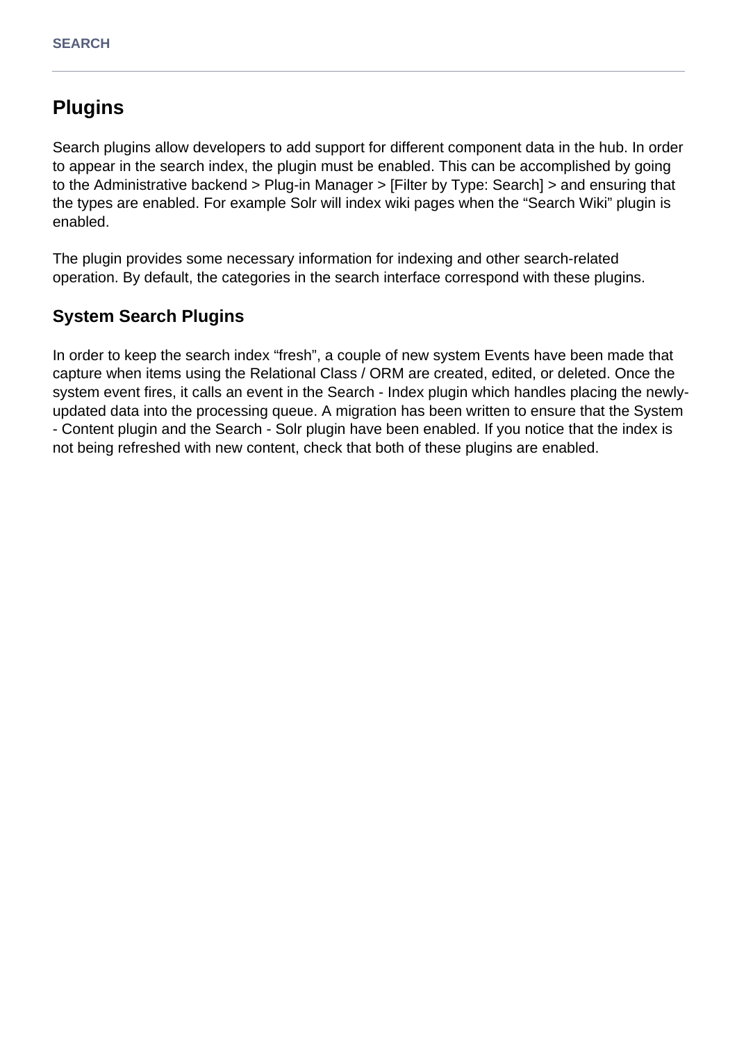## Plugins

Search plugins allow developers to add support for different component data in the hub. In order to appear in the search index, the plugin must be enabled. This can be accomplished by going to the Administrative backend > Plug-in Manager > [Filter by Type: Search] > and ensuring that the types are enabled. For example Solr will index wiki pages when the “Search Wiki” plugin is enabled.

The plugin provides some necessary information for indexing and other search-related operation. By default, the categories in the search interface correspond with these plugins.

### System Search Plugins

In order to keep the search index “fresh”, a couple of new system Events have been made that capture when items using the Relational Class / ORM are created, edited, or deleted. Once the system event fires, it calls an event in the Search - Index plugin which handles placing the newly-updated data into the processing queue. A migration has been written to ensure that the System - Content plugin and the Search - Solr plugin have been enabled. If you notice that the index is not being refreshed with new content, check that both of these plugins are enabled.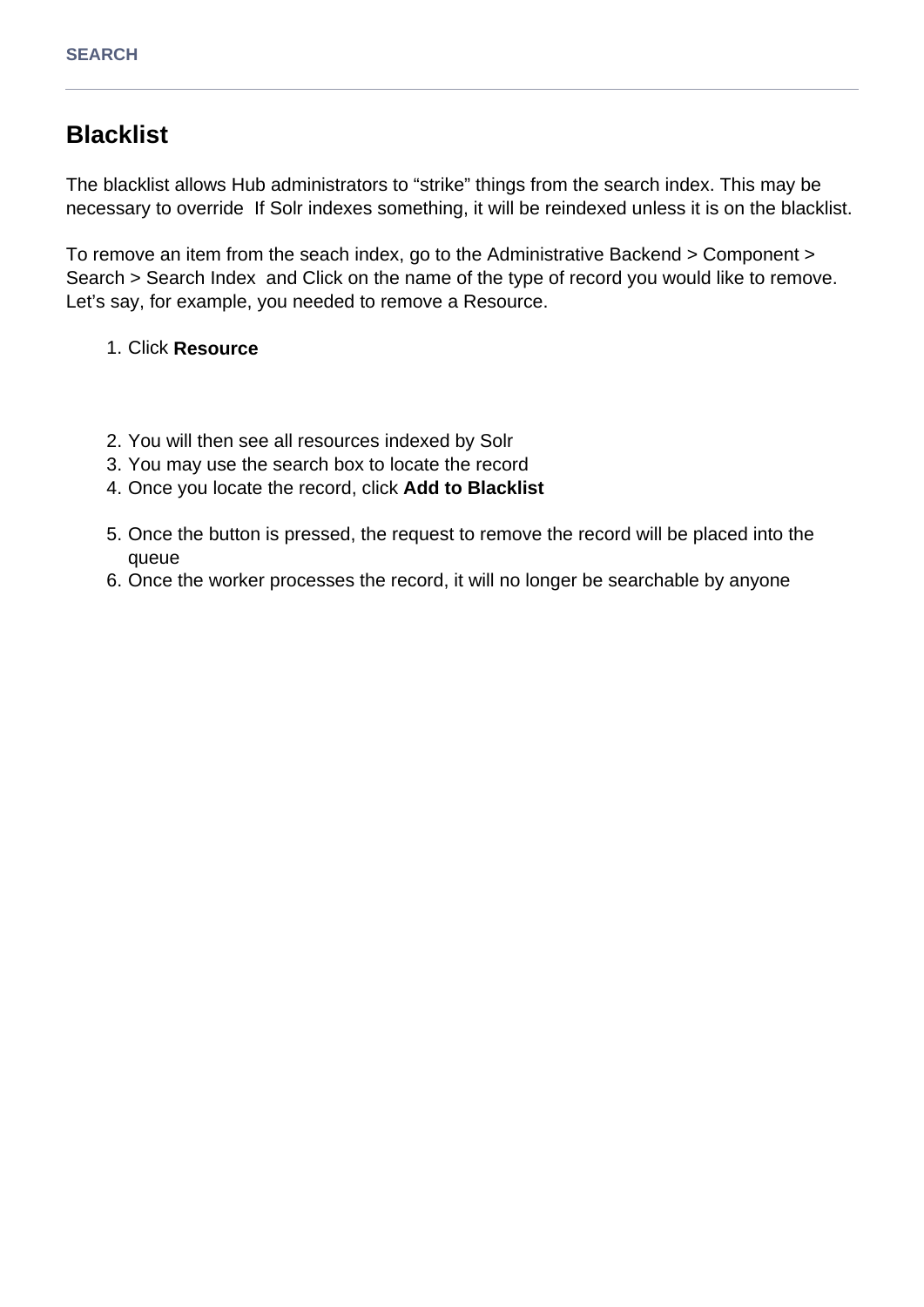## Blacklist

The blacklist allows Hub administrators to “strike” things from the search index. This may be necessary to override  If Solr indexes something, it will be reindexed unless it is on the blacklist.

To remove an item from the seach index, go to the Administrative Backend > Component > Search > Search Index  and Click on the name of the type of record you would like to remove. Let’s say, for example, you needed to remove a Resource.

1. Click **Resource**
2. You will then see all resources indexed by Solr
3. You may use the search box to locate the record
4. Once you locate the record, click **Add to Blacklist**
5. Once the button is pressed, the request to remove the record will be placed into the queue
6. Once the worker processes the record, it will no longer be searchable by anyone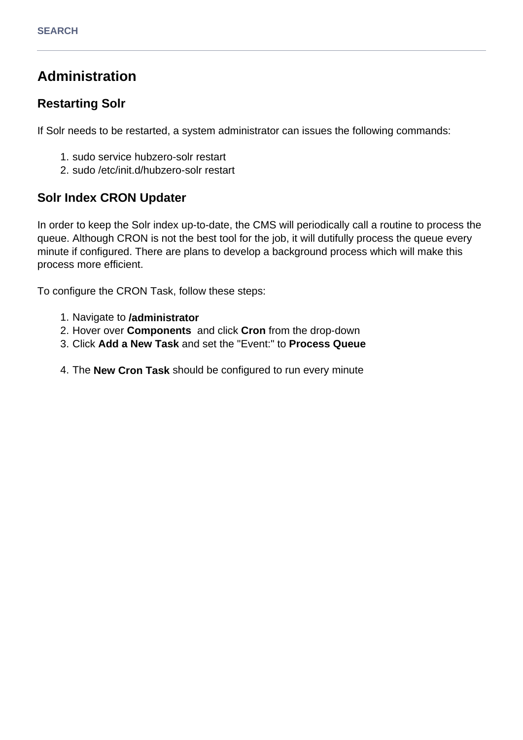# Administration

## Restarting Solr

If Solr needs to be restarted, a system administrator can issues the following commands:

1. sudo service hubzero-solr restart
2. sudo /etc/init.d/hubzero-solr restart

## Solr Index CRON Updater

In order to keep the Solr index up-to-date, the CMS will periodically call a routine to process the queue. Although CRON is not the best tool for the job, it will dutifully process the queue every minute if configured. There are plans to develop a background process which will make this process more efficient.

To configure the CRON Task, follow these steps:

1. Navigate to **/administrator**
2. Hover over **Components** and click **Cron** from the drop-down
3. Click **Add a New Task** and set the "Event:" to **Process Queue**
4. The **New Cron Task** should be configured to run every minute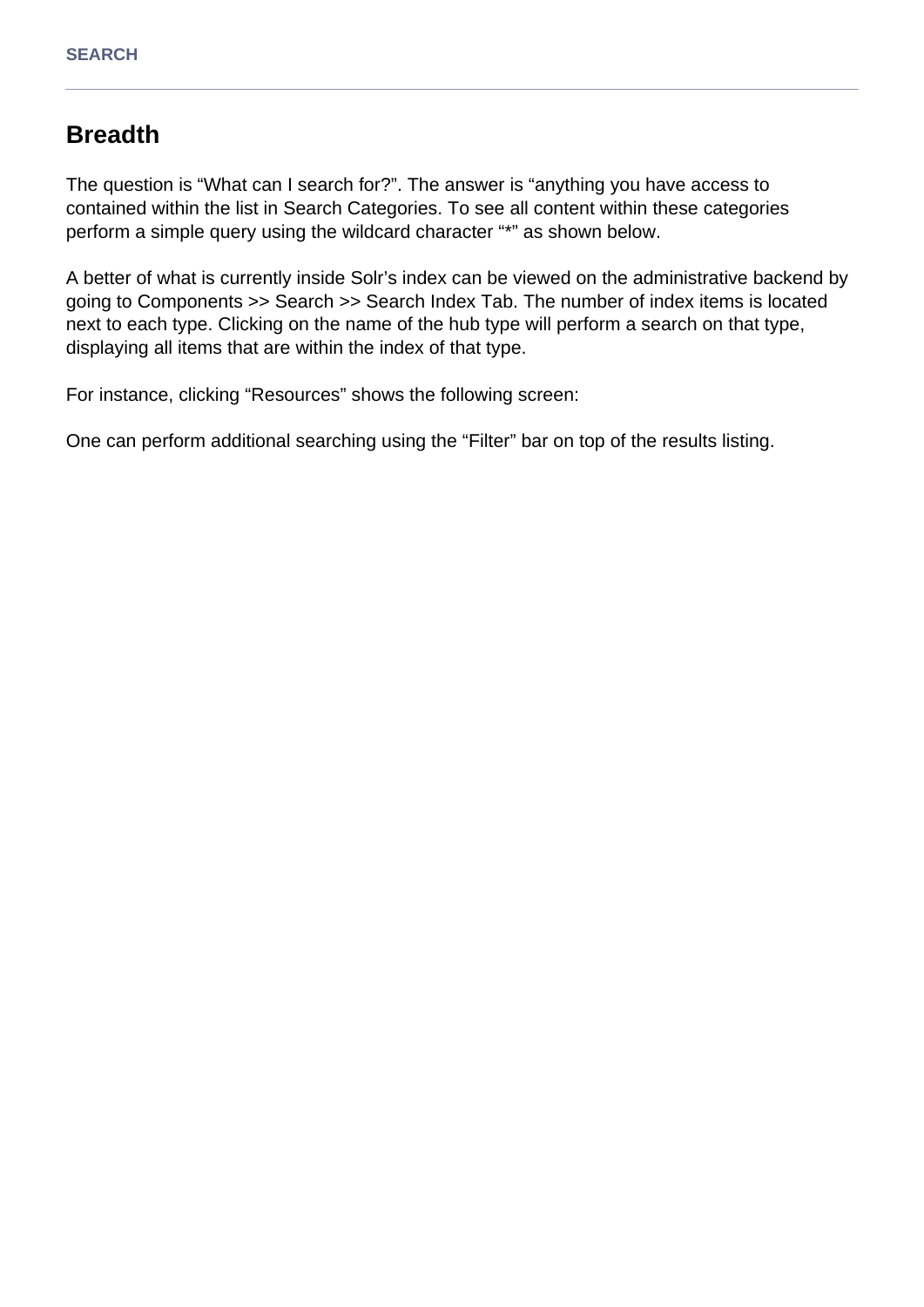## Breadth

The question is “What can I search for?”. The answer is “anything you have access to contained within the list in Search Categories. To see all content within these categories perform a simple query using the wildcard character “*” as shown below.

A better of what is currently inside Solr’s index can be viewed on the administrative backend by going to Components >> Search >> Search Index Tab. The number of index items is located next to each type. Clicking on the name of the hub type will perform a search on that type, displaying all items that are within the index of that type.

For instance, clicking “Resources” shows the following screen:

One can perform additional searching using the “Filter” bar on top of the results listing.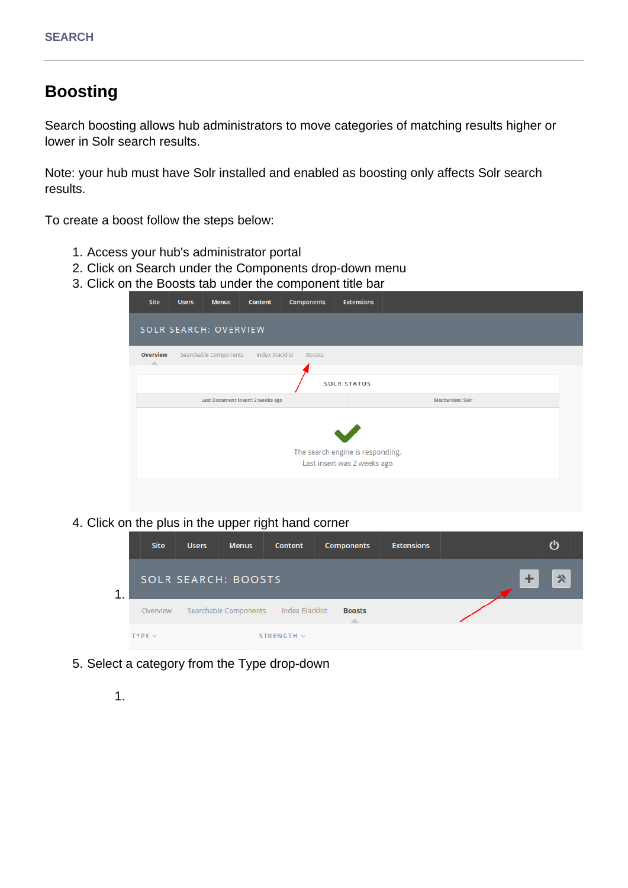## Boosting

Search boosting allows hub administrators to move categories of matching results higher or lower in Solr search results.

Note: your hub must have Solr installed and enabled as boosting only affects Solr search results.

To create a boost follow the steps below:

1. Access your hub's administrator portal
2. Click on Search under the Components drop-down menu
3. Click on the Boosts tab under the component title bar
4. Click on the plus in the upper right hand corner
5. Select a category from the Type drop-down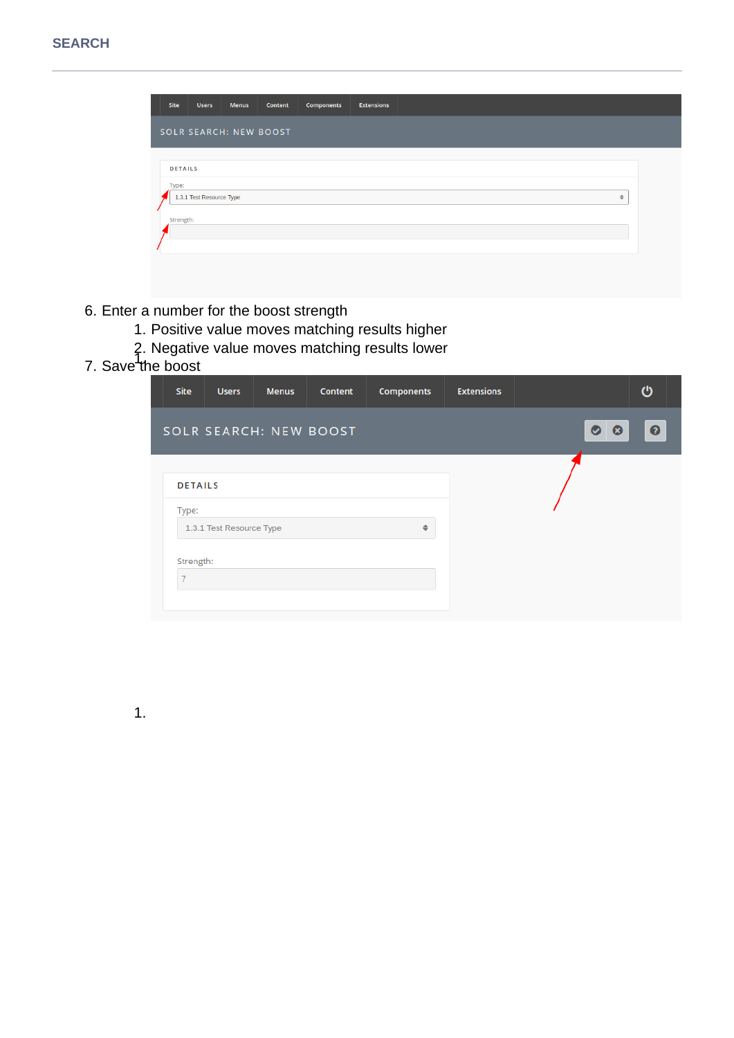6. Enter a number for the boost strength
    1. Positive value moves matching results higher
    2. Negative value moves matching results lower
7. Save the boost
    1.